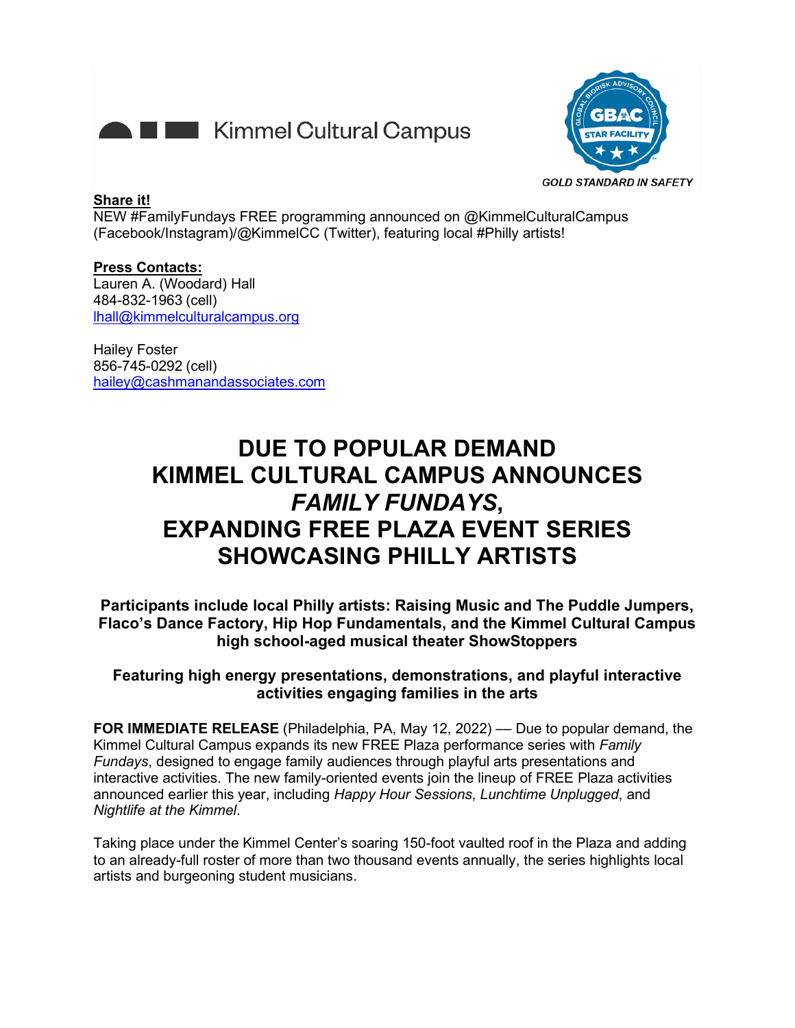Kimmel Cultural Campus

GOLD STANDARD IN SAFETY

**Share it!**
NEW #FamilyFundays FREE programming announced on @KimmelCulturalCampus (Facebook/Instagram)/@KimmelCC (Twitter), featuring local #Philly artists!

**Press Contacts:**
Lauren A. (Woodard) Hall
484-832-1963 (cell)
lhall@kimmelculturalcampus.org

Hailey Foster
856-745-0292 (cell)
hailey@cashmanandassociates.com

# DUE TO POPULAR DEMAND KIMMEL CULTURAL CAMPUS ANNOUNCES *FAMILY FUNDAYS*, EXPANDING FREE PLAZA EVENT SERIES SHOWCASING PHILLY ARTISTS

**Participants include local Philly artists: Raising Music and The Puddle Jumpers, Flaco's Dance Factory, Hip Hop Fundamentals, and the Kimmel Cultural Campus high school-aged musical theater ShowStoppers**

**Featuring high energy presentations, demonstrations, and playful interactive activities engaging families in the arts**

**FOR IMMEDIATE RELEASE** (Philadelphia, PA, May 12, 2022) — Due to popular demand, the Kimmel Cultural Campus expands its new FREE Plaza performance series with *Family Fundays*, designed to engage family audiences through playful arts presentations and interactive activities. The new family-oriented events join the lineup of FREE Plaza activities announced earlier this year, including *Happy Hour Sessions*, *Lunchtime Unplugged*, and *Nightlife at the Kimmel*.

Taking place under the Kimmel Center's soaring 150-foot vaulted roof in the Plaza and adding to an already-full roster of more than two thousand events annually, the series highlights local artists and burgeoning student musicians.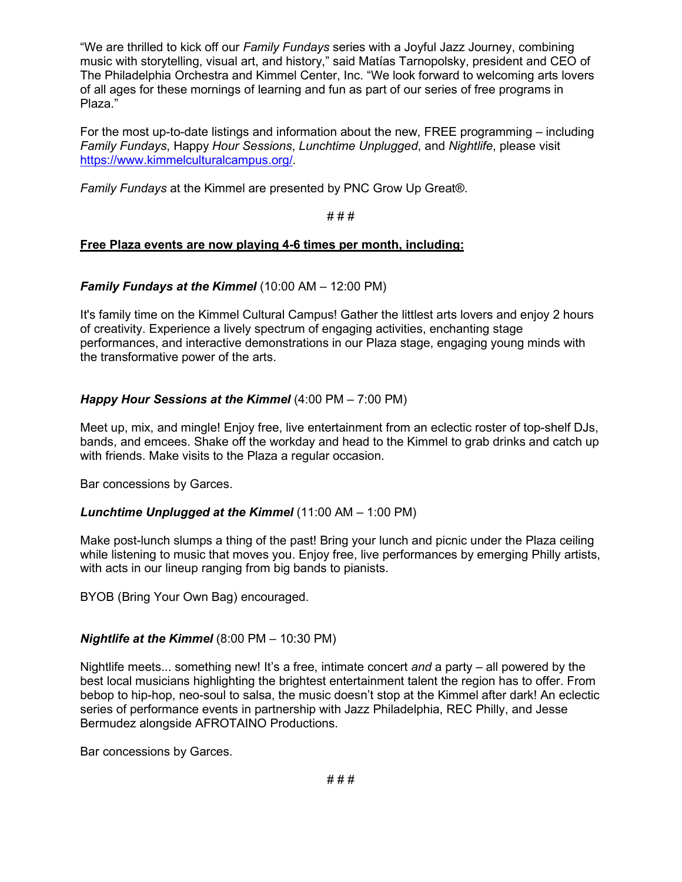"We are thrilled to kick off our *Family Fundays* series with a Joyful Jazz Journey, combining music with storytelling, visual art, and history," said Matías Tarnopolsky, president and CEO of The Philadelphia Orchestra and Kimmel Center, Inc. "We look forward to welcoming arts lovers of all ages for these mornings of learning and fun as part of our series of free programs in Plaza."

For the most up-to-date listings and information about the new, FREE programming – including *Family Fundays*, Happy *Hour Sessions*, *Lunchtime Unplugged*, and *Nightlife*, please visit [https://www.kimmelculturalcampus.org/](https://www.kimmelculturalcampus.org/).

*Family Fundays* at the Kimmel are presented by PNC Grow Up Great®.

# # #

**<u>Free Plaza events are now playing 4-6 times per month, including:</u>**

***Family Fundays at the Kimmel*** (10:00 AM – 12:00 PM)

It's family time on the Kimmel Cultural Campus! Gather the littlest arts lovers and enjoy 2 hours of creativity. Experience a lively spectrum of engaging activities, enchanting stage performances, and interactive demonstrations in our Plaza stage, engaging young minds with the transformative power of the arts.

***Happy Hour Sessions at the Kimmel*** (4:00 PM – 7:00 PM)

Meet up, mix, and mingle! Enjoy free, live entertainment from an eclectic roster of top-shelf DJs, bands, and emcees. Shake off the workday and head to the Kimmel to grab drinks and catch up with friends. Make visits to the Plaza a regular occasion.

Bar concessions by Garces.

***Lunchtime Unplugged at the Kimmel*** (11:00 AM – 1:00 PM)

Make post-lunch slumps a thing of the past! Bring your lunch and picnic under the Plaza ceiling while listening to music that moves you. Enjoy free, live performances by emerging Philly artists, with acts in our lineup ranging from big bands to pianists.

BYOB (Bring Your Own Bag) encouraged.

***Nightlife at the Kimmel*** (8:00 PM – 10:30 PM)

Nightlife meets... something new! It's a free, intimate concert *and* a party – all powered by the best local musicians highlighting the brightest entertainment talent the region has to offer. From bebop to hip-hop, neo-soul to salsa, the music doesn't stop at the Kimmel after dark! An eclectic series of performance events in partnership with Jazz Philadelphia, REC Philly, and Jesse Bermudez alongside AFROTAINO Productions.

Bar concessions by Garces.

# # #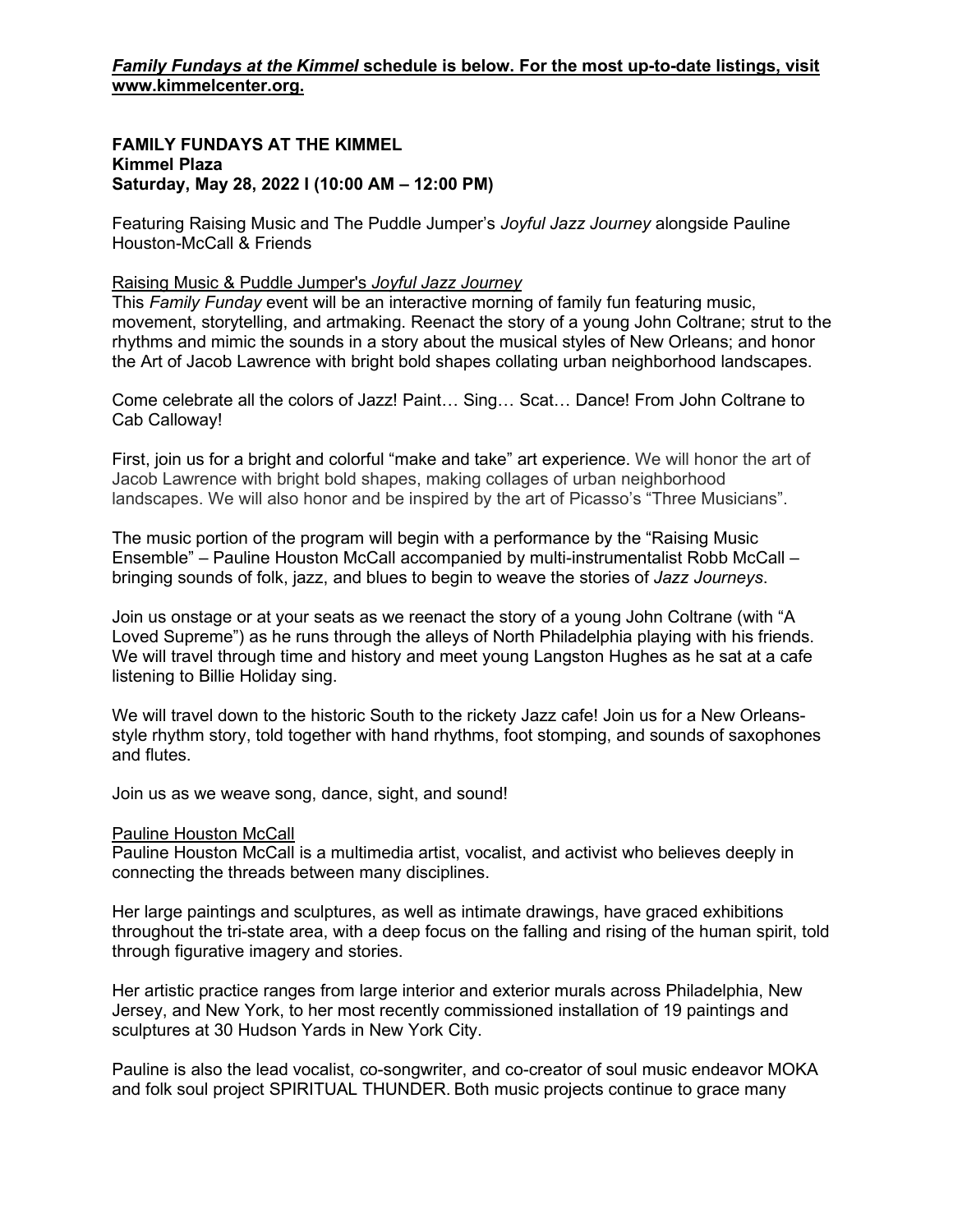***Family Fundays at the Kimmel* schedule is below. For the most up-to-date listings, visit www.kimmelcenter.org.**

**FAMILY FUNDAYS AT THE KIMMEL**
**Kimmel Plaza**
**Saturday, May 28, 2022 l (10:00 AM – 12:00 PM)**

Featuring Raising Music and The Puddle Jumper's *Joyful Jazz Journey* alongside Pauline Houston-McCall & Friends

Raising Music & Puddle Jumper's *Joyful Jazz Journey*
This *Family Funday* event will be an interactive morning of family fun featuring music, movement, storytelling, and artmaking. Reenact the story of a young John Coltrane; strut to the rhythms and mimic the sounds in a story about the musical styles of New Orleans; and honor the Art of Jacob Lawrence with bright bold shapes collating urban neighborhood landscapes.

Come celebrate all the colors of Jazz! Paint… Sing… Scat… Dance! From John Coltrane to Cab Calloway!

First, join us for a bright and colorful "make and take" art experience. We will honor the art of Jacob Lawrence with bright bold shapes, making collages of urban neighborhood landscapes. We will also honor and be inspired by the art of Picasso's "Three Musicians".

The music portion of the program will begin with a performance by the "Raising Music Ensemble" – Pauline Houston McCall accompanied by multi-instrumentalist Robb McCall – bringing sounds of folk, jazz, and blues to begin to weave the stories of *Jazz Journeys*.

Join us onstage or at your seats as we reenact the story of a young John Coltrane (with "A Loved Supreme") as he runs through the alleys of North Philadelphia playing with his friends. We will travel through time and history and meet young Langston Hughes as he sat at a cafe listening to Billie Holiday sing.

We will travel down to the historic South to the rickety Jazz cafe! Join us for a New Orleans-style rhythm story, told together with hand rhythms, foot stomping, and sounds of saxophones and flutes.

Join us as we weave song, dance, sight, and sound!

Pauline Houston McCall
Pauline Houston McCall is a multimedia artist, vocalist, and activist who believes deeply in connecting the threads between many disciplines.

Her large paintings and sculptures, as well as intimate drawings, have graced exhibitions throughout the tri-state area, with a deep focus on the falling and rising of the human spirit, told through figurative imagery and stories.

Her artistic practice ranges from large interior and exterior murals across Philadelphia, New Jersey, and New York, to her most recently commissioned installation of 19 paintings and sculptures at 30 Hudson Yards in New York City.

Pauline is also the lead vocalist, co-songwriter, and co-creator of soul music endeavor MOKA and folk soul project SPIRITUAL THUNDER. Both music projects continue to grace many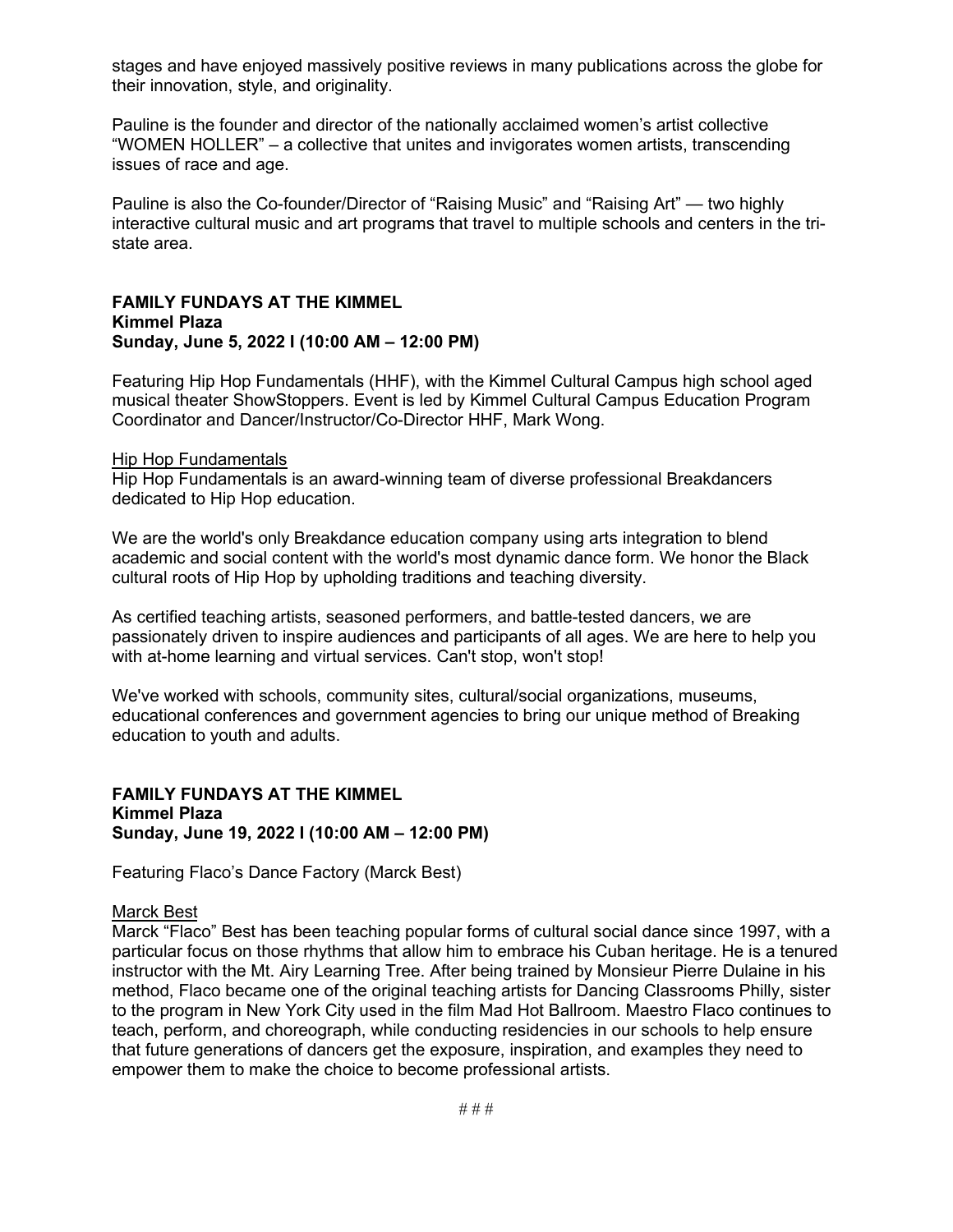stages and have enjoyed massively positive reviews in many publications across the globe for their innovation, style, and originality.

Pauline is the founder and director of the nationally acclaimed women's artist collective "WOMEN HOLLER" – a collective that unites and invigorates women artists, transcending issues of race and age.

Pauline is also the Co-founder/Director of "Raising Music" and "Raising Art" — two highly interactive cultural music and art programs that travel to multiple schools and centers in the tri-state area.

**FAMILY FUNDAYS AT THE KIMMEL**
**Kimmel Plaza**
**Sunday, June 5, 2022 I (10:00 AM – 12:00 PM)**

Featuring Hip Hop Fundamentals (HHF), with the Kimmel Cultural Campus high school aged musical theater ShowStoppers. Event is led by Kimmel Cultural Campus Education Program Coordinator and Dancer/Instructor/Co-Director HHF, Mark Wong.

<u>Hip Hop Fundamentals</u>
Hip Hop Fundamentals is an award-winning team of diverse professional Breakdancers dedicated to Hip Hop education.

We are the world's only Breakdance education company using arts integration to blend academic and social content with the world's most dynamic dance form. We honor the Black cultural roots of Hip Hop by upholding traditions and teaching diversity.

As certified teaching artists, seasoned performers, and battle-tested dancers, we are passionately driven to inspire audiences and participants of all ages. We are here to help you with at-home learning and virtual services. Can't stop, won't stop!

We've worked with schools, community sites, cultural/social organizations, museums, educational conferences and government agencies to bring our unique method of Breaking education to youth and adults.

**FAMILY FUNDAYS AT THE KIMMEL**
**Kimmel Plaza**
**Sunday, June 19, 2022 I (10:00 AM – 12:00 PM)**

Featuring Flaco's Dance Factory (Marck Best)

<u>Marck Best</u>
Marck "Flaco" Best has been teaching popular forms of cultural social dance since 1997, with a particular focus on those rhythms that allow him to embrace his Cuban heritage. He is a tenured instructor with the Mt. Airy Learning Tree. After being trained by Monsieur Pierre Dulaine in his method, Flaco became one of the original teaching artists for Dancing Classrooms Philly, sister to the program in New York City used in the film Mad Hot Ballroom. Maestro Flaco continues to teach, perform, and choreograph, while conducting residencies in our schools to help ensure that future generations of dancers get the exposure, inspiration, and examples they need to empower them to make the choice to become professional artists.

# # #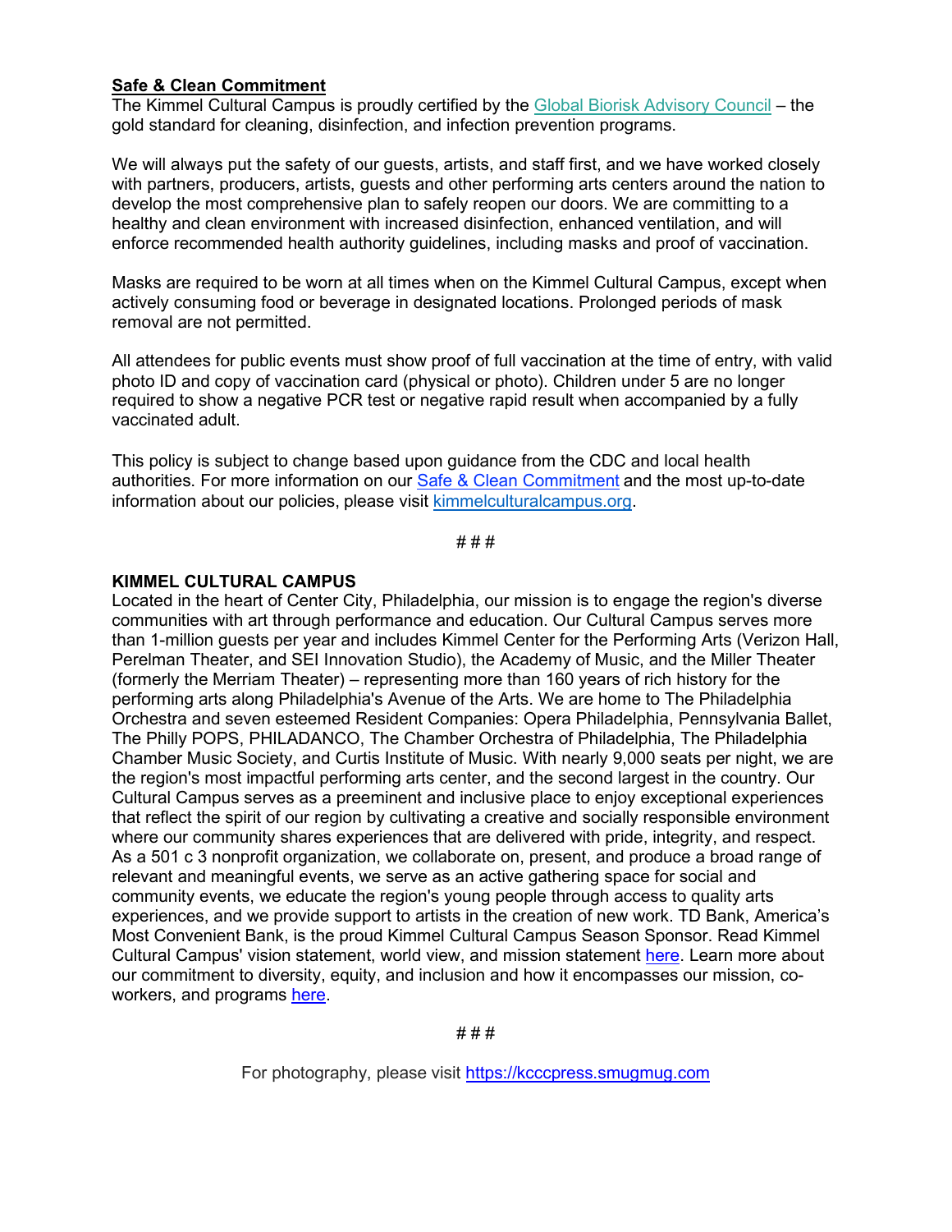**Safe & Clean Commitment**

The Kimmel Cultural Campus is proudly certified by the Global Biorisk Advisory Council – the gold standard for cleaning, disinfection, and infection prevention programs.

We will always put the safety of our guests, artists, and staff first, and we have worked closely with partners, producers, artists, guests and other performing arts centers around the nation to develop the most comprehensive plan to safely reopen our doors. We are committing to a healthy and clean environment with increased disinfection, enhanced ventilation, and will enforce recommended health authority guidelines, including masks and proof of vaccination.

Masks are required to be worn at all times when on the Kimmel Cultural Campus, except when actively consuming food or beverage in designated locations. Prolonged periods of mask removal are not permitted.

All attendees for public events must show proof of full vaccination at the time of entry, with valid photo ID and copy of vaccination card (physical or photo). Children under 5 are no longer required to show a negative PCR test or negative rapid result when accompanied by a fully vaccinated adult.

This policy is subject to change based upon guidance from the CDC and local health authorities. For more information on our Safe & Clean Commitment and the most up-to-date information about our policies, please visit kimmelculturalcampus.org.

# # #

**KIMMEL CULTURAL CAMPUS**

Located in the heart of Center City, Philadelphia, our mission is to engage the region's diverse communities with art through performance and education. Our Cultural Campus serves more than 1-million guests per year and includes Kimmel Center for the Performing Arts (Verizon Hall, Perelman Theater, and SEI Innovation Studio), the Academy of Music, and the Miller Theater (formerly the Merriam Theater) – representing more than 160 years of rich history for the performing arts along Philadelphia's Avenue of the Arts. We are home to The Philadelphia Orchestra and seven esteemed Resident Companies: Opera Philadelphia, Pennsylvania Ballet, The Philly POPS, PHILADANCO, The Chamber Orchestra of Philadelphia, The Philadelphia Chamber Music Society, and Curtis Institute of Music. With nearly 9,000 seats per night, we are the region's most impactful performing arts center, and the second largest in the country. Our Cultural Campus serves as a preeminent and inclusive place to enjoy exceptional experiences that reflect the spirit of our region by cultivating a creative and socially responsible environment where our community shares experiences that are delivered with pride, integrity, and respect. As a 501 c 3 nonprofit organization, we collaborate on, present, and produce a broad range of relevant and meaningful events, we serve as an active gathering space for social and community events, we educate the region's young people through access to quality arts experiences, and we provide support to artists in the creation of new work. TD Bank, America's Most Convenient Bank, is the proud Kimmel Cultural Campus Season Sponsor. Read Kimmel Cultural Campus' vision statement, world view, and mission statement here. Learn more about our commitment to diversity, equity, and inclusion and how it encompasses our mission, co-workers, and programs here.

# # #

For photography, please visit https://kcccpress.smugmug.com